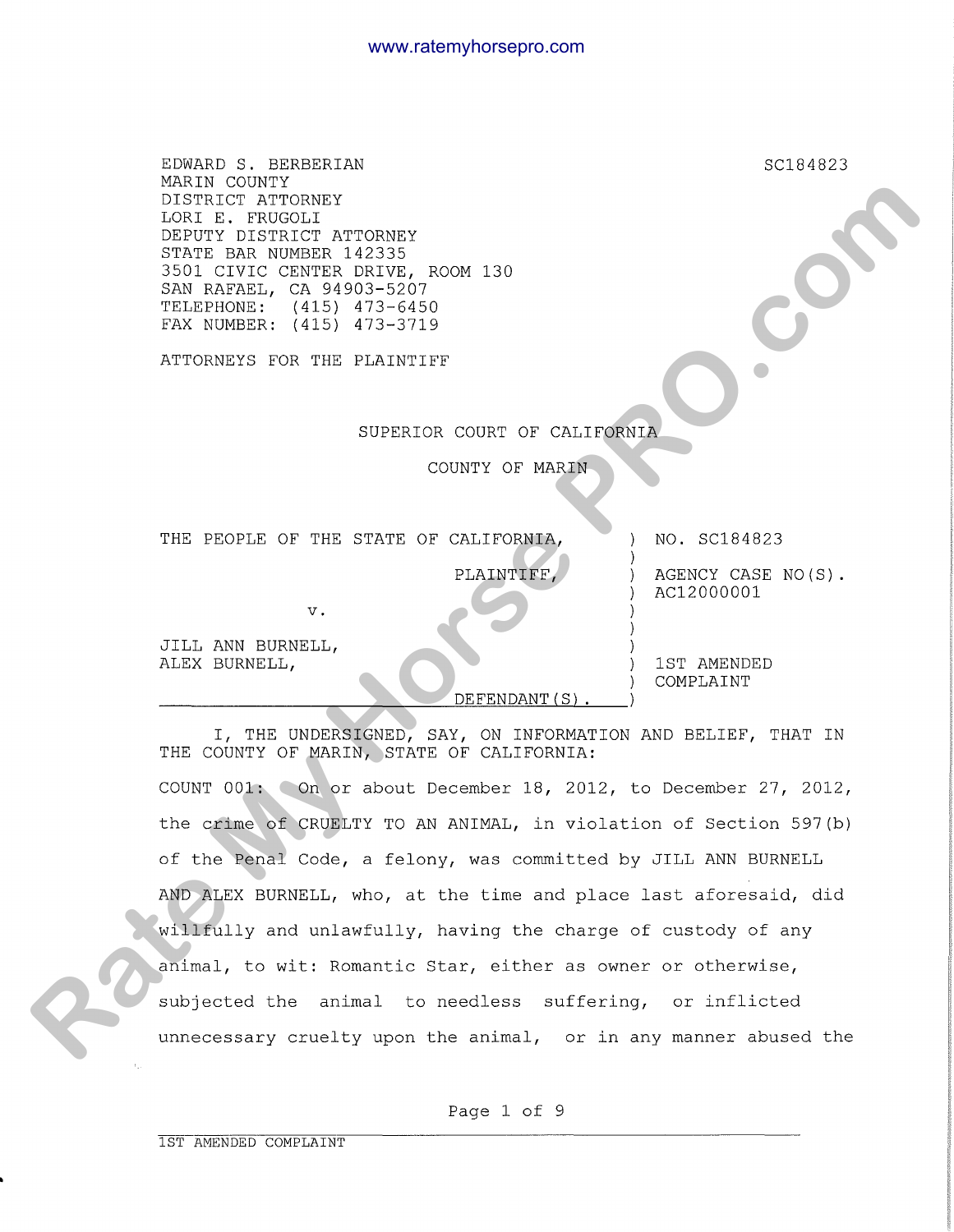EDWARD S. BERBERIAN
MARIN COUNTY
DISTRICT ATTORNEY
LORI E. FRUGOLI
DEPUTY DISTRICT ATTORNEY
STATE BAR NUMBER 142335
3501 CIVIC CENTER DRIVE, ROOM 130
SAN RAFAEL, CA 94903-5207
TELEPHONE: (415) 473-6450
FAX NUMBER: (415) 473-3719

SC184823

ATTORNEYS FOR THE PLAINTIFF

SUPERIOR COURT OF CALIFORNIA

COUNTY OF MARIN

| | |
|---|---|
| THE PEOPLE OF THE STATE OF CALIFORNIA, PLAINTIFF, | NO. SC184823 |
| | AGENCY CASE NO(S). AC12000001 |
| v. | |
| JILL ANN BURNELL, ALEX BURNELL, DEFENDANT(S). | 1ST AMENDED COMPLAINT |

I, THE UNDERSIGNED, SAY, ON INFORMATION AND BELIEF, THAT IN THE COUNTY OF MARIN, STATE OF CALIFORNIA:

COUNT 001: On or about December 18, 2012, to December 27, 2012, the crime of CRUELTY TO AN ANIMAL, in violation of Section 597(b) of the Penal Code, a felony, was committed by JILL ANN BURNELL AND ALEX BURNELL, who, at the time and place last aforesaid, did willfully and unlawfully, having the charge of custody of any animal, to wit: Romantic Star, either as owner or otherwise, subjected the animal to needless suffering, or inflicted unnecessary cruelty upon the animal, or in any manner abused the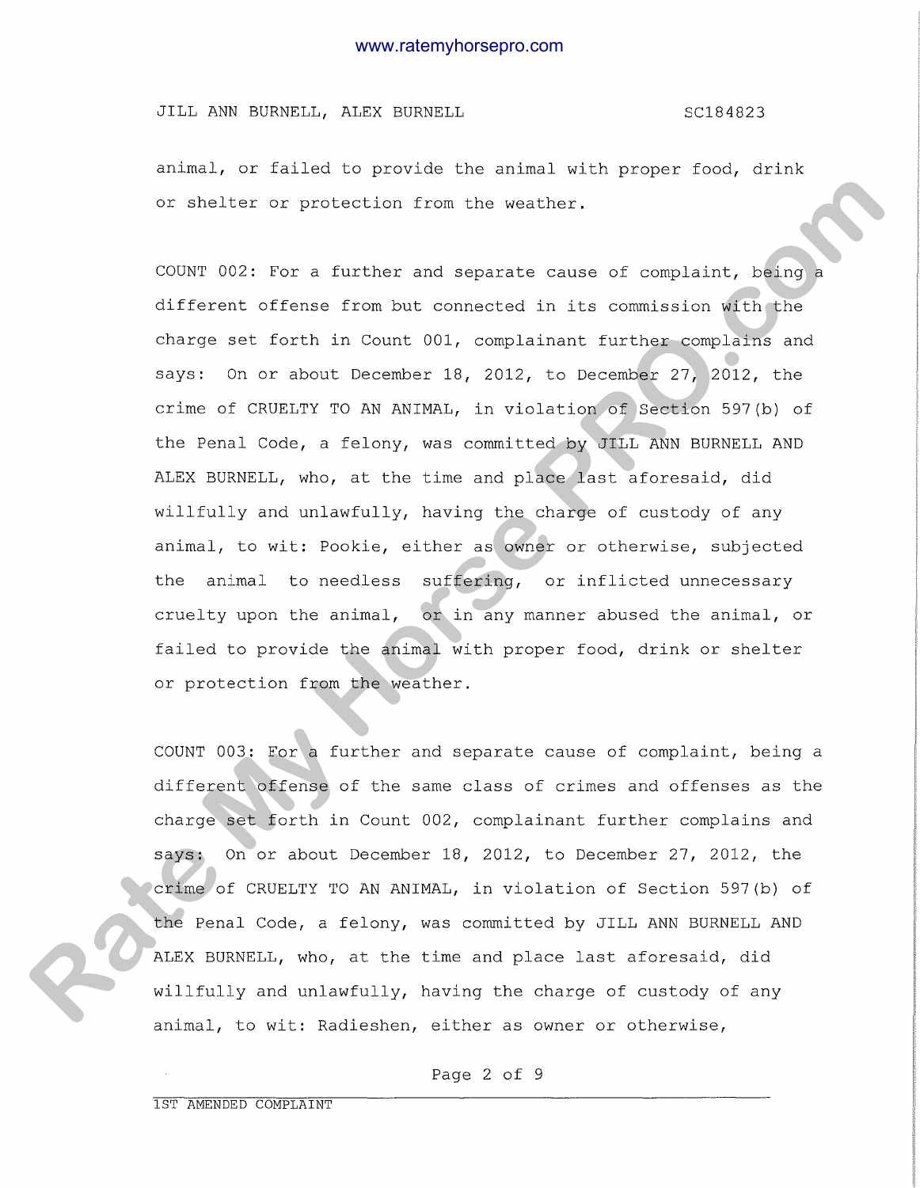animal, or failed to provide the animal with proper food, drink or shelter or protection from the weather.

COUNT 002: For a further and separate cause of complaint, being a different offense from but connected in its commission with the charge set forth in Count 001, complainant further complains and says: On or about December 18, 2012, to December 27, 2012, the crime of CRUELTY TO AN ANIMAL, in violation of Section 597(b) of the Penal Code, a felony, was committed by JILL ANN BURNELL AND ALEX BURNELL, who, at the time and place last aforesaid, did willfully and unlawfully, having the charge of custody of any animal, to wit: Pookie, either as owner or otherwise, subjected the animal to needless suffering, or inflicted unnecessary cruelty upon the animal, or in any manner abused the animal, or failed to provide the animal with proper food, drink or shelter or protection from the weather.

COUNT 003: For a further and separate cause of complaint, being a different offense of the same class of crimes and offenses as the charge set forth in Count 002, complainant further complains and says: On or about December 18, 2012, to December 27, 2012, the crime of CRUELTY TO AN ANIMAL, in violation of Section 597(b) of the Penal Code, a felony, was committed by JILL ANN BURNELL AND ALEX BURNELL, who, at the time and place last aforesaid, did willfully and unlawfully, having the charge of custody of any animal, to wit: Radieshen, either as owner or otherwise,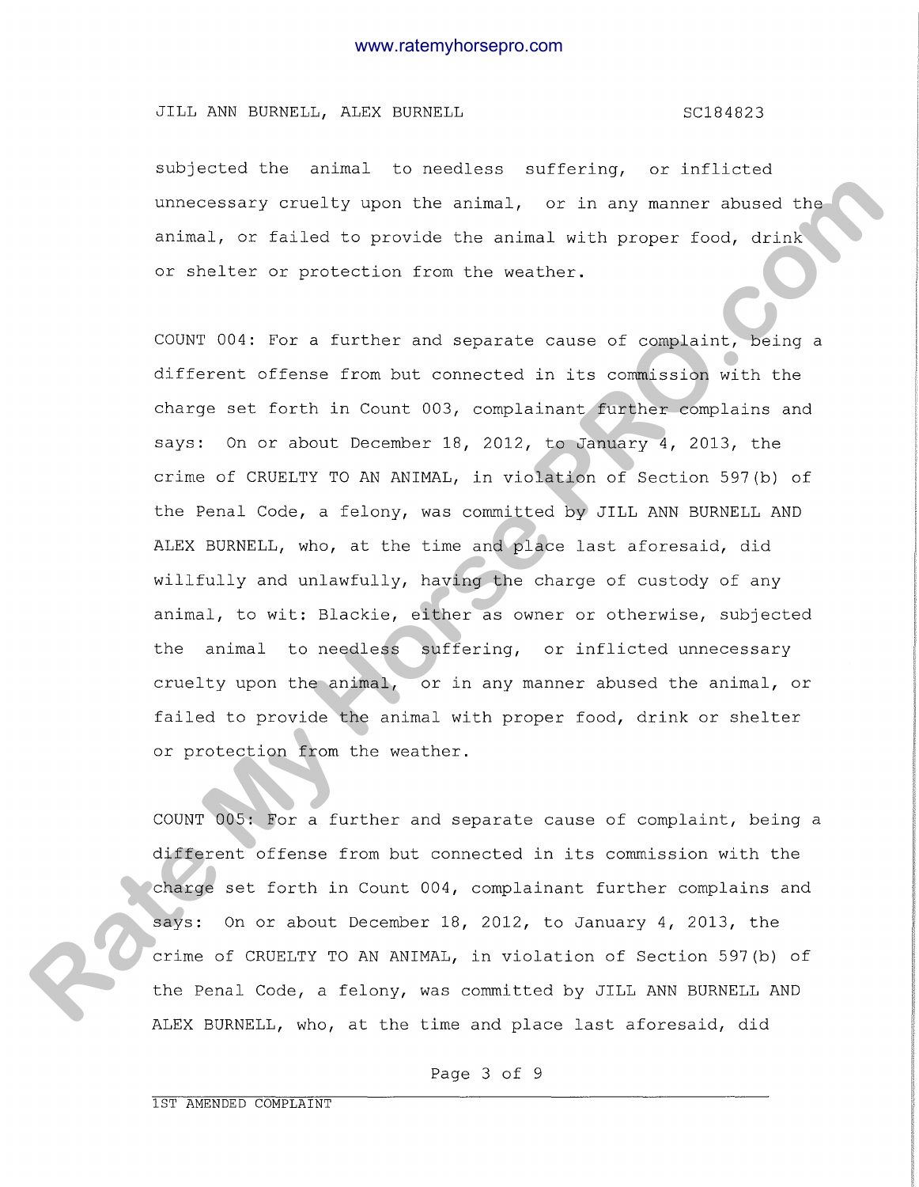subjected the animal to needless suffering, or inflicted unnecessary cruelty upon the animal, or in any manner abused the animal, or failed to provide the animal with proper food, drink or shelter or protection from the weather.

COUNT 004: For a further and separate cause of complaint, being a different offense from but connected in its commission with the charge set forth in Count 003, complainant further complains and says: On or about December 18, 2012, to January 4, 2013, the crime of CRUELTY TO AN ANIMAL, in violation of Section 597(b) of the Penal Code, a felony, was committed by JILL ANN BURNELL AND ALEX BURNELL, who, at the time and place last aforesaid, did willfully and unlawfully, having the charge of custody of any animal, to wit: Blackie, either as owner or otherwise, subjected the animal to needless suffering, or inflicted unnecessary cruelty upon the animal, or in any manner abused the animal, or failed to provide the animal with proper food, drink or shelter or protection from the weather.

COUNT 005: For a further and separate cause of complaint, being a different offense from but connected in its commission with the charge set forth in Count 004, complainant further complains and says: On or about December 18, 2012, to January 4, 2013, the crime of CRUELTY TO AN ANIMAL, in violation of Section 597(b) of the Penal Code, a felony, was committed by JILL ANN BURNELL AND ALEX BURNELL, who, at the time and place last aforesaid, did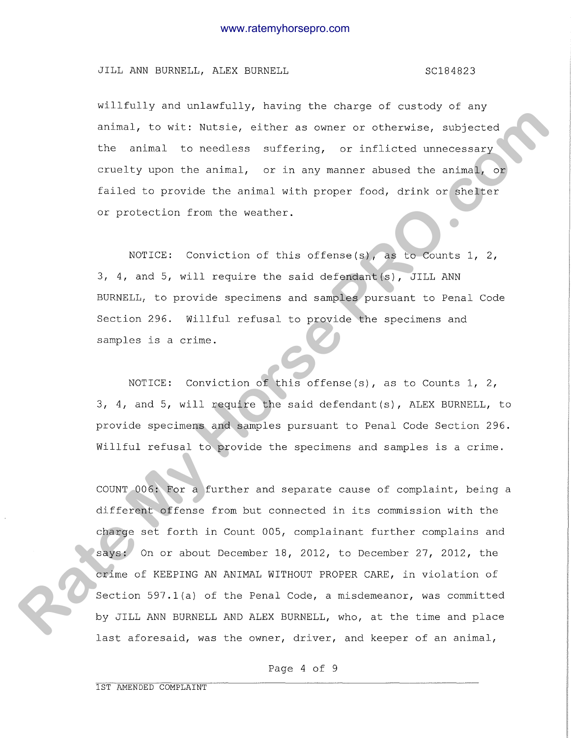willfully and unlawfully, having the charge of custody of any animal, to wit: Nutsie, either as owner or otherwise, subjected the animal to needless suffering, or inflicted unnecessary cruelty upon the animal, or in any manner abused the animal, or failed to provide the animal with proper food, drink or shelter or protection from the weather.

NOTICE: Conviction of this offense(s), as to Counts 1, 2, 3, 4, and 5, will require the said defendant(s), JILL ANN BURNELL, to provide specimens and samples pursuant to Penal Code Section 296. Willful refusal to provide the specimens and samples is a crime.

NOTICE: Conviction of this offense(s), as to Counts 1, 2, 3, 4, and 5, will require the said defendant(s), ALEX BURNELL, to provide specimens and samples pursuant to Penal Code Section 296. Willful refusal to provide the specimens and samples is a crime.

COUNT 006: For a further and separate cause of complaint, being a different offense from but connected in its commission with the charge set forth in Count 005, complainant further complains and says: On or about December 18, 2012, to December 27, 2012, the crime of KEEPING AN ANIMAL WITHOUT PROPER CARE, in violation of Section 597.1(a) of the Penal Code, a misdemeanor, was committed by JILL ANN BURNELL AND ALEX BURNELL, who, at the time and place last aforesaid, was the owner, driver, and keeper of an animal,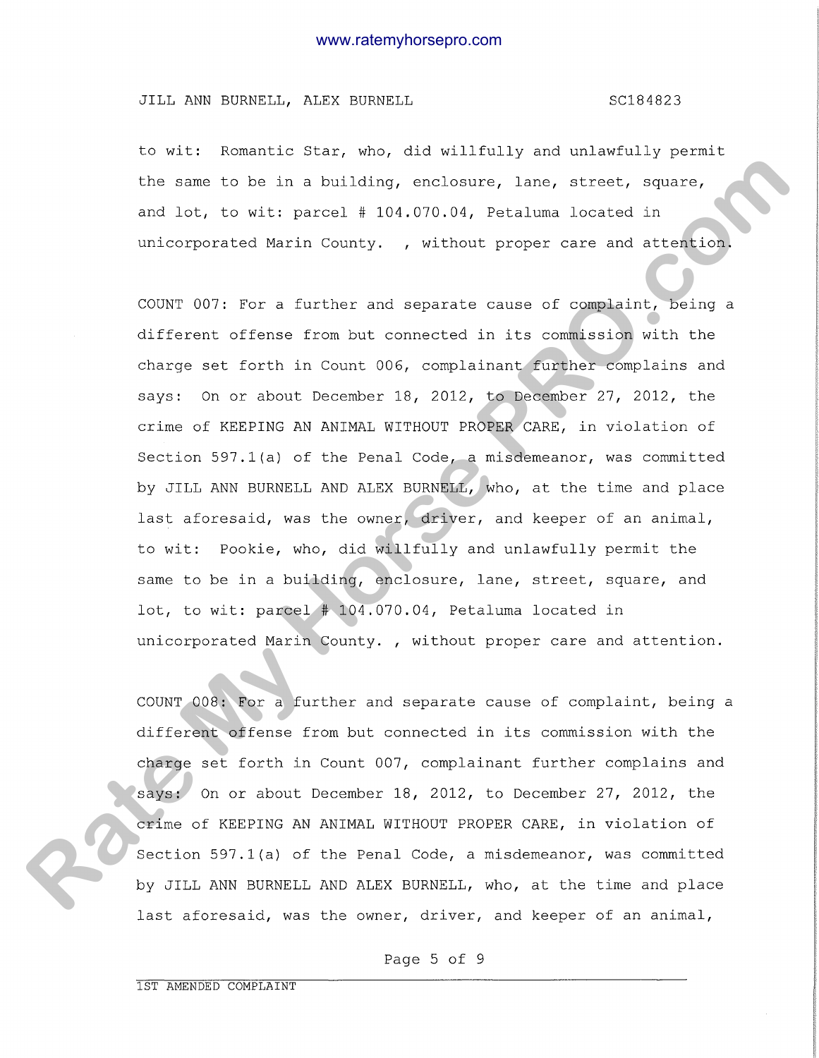to wit: Romantic Star, who, did willfully and unlawfully permit the same to be in a building, enclosure, lane, street, square, and lot, to wit: parcel # 104.070.04, Petaluma located in unicorporated Marin County. , without proper care and attention.

COUNT 007: For a further and separate cause of complaint, being a different offense from but connected in its commission with the charge set forth in Count 006, complainant further complains and says: On or about December 18, 2012, to December 27, 2012, the crime of KEEPING AN ANIMAL WITHOUT PROPER CARE, in violation of Section 597.1(a) of the Penal Code, a misdemeanor, was committed by JILL ANN BURNELL AND ALEX BURNELL, who, at the time and place last aforesaid, was the owner, driver, and keeper of an animal, to wit: Pookie, who, did willfully and unlawfully permit the same to be in a building, enclosure, lane, street, square, and lot, to wit: parcel # 104.070.04, Petaluma located in unicorporated Marin County. , without proper care and attention.

COUNT 008: For a further and separate cause of complaint, being a different offense from but connected in its commission with the charge set forth in Count 007, complainant further complains and says: On or about December 18, 2012, to December 27, 2012, the crime of KEEPING AN ANIMAL WITHOUT PROPER CARE, in violation of Section 597.1(a) of the Penal Code, a misdemeanor, was committed by JILL ANN BURNELL AND ALEX BURNELL, who, at the time and place last aforesaid, was the owner, driver, and keeper of an animal,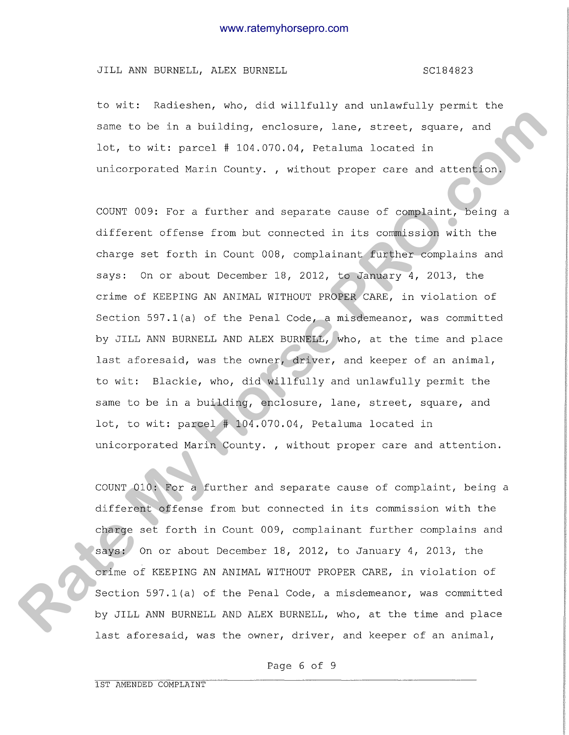to wit: Radieshen, who, did willfully and unlawfully permit the same to be in a building, enclosure, lane, street, square, and lot, to wit: parcel # 104.070.04, Petaluma located in unicorporated Marin County. , without proper care and attention.

COUNT 009: For a further and separate cause of complaint, being a different offense from but connected in its commission with the charge set forth in Count 008, complainant further complains and says: On or about December 18, 2012, to January 4, 2013, the crime of KEEPING AN ANIMAL WITHOUT PROPER CARE, in violation of Section 597.1(a) of the Penal Code, a misdemeanor, was committed by JILL ANN BURNELL AND ALEX BURNELL, who, at the time and place last aforesaid, was the owner, driver, and keeper of an animal, to wit: Blackie, who, did willfully and unlawfully permit the same to be in a building, enclosure, lane, street, square, and lot, to wit: parcel # 104.070.04, Petaluma located in unicorporated Marin County. , without proper care and attention.

COUNT 010: For a further and separate cause of complaint, being a different offense from but connected in its commission with the charge set forth in Count 009, complainant further complains and says: On or about December 18, 2012, to January 4, 2013, the crime of KEEPING AN ANIMAL WITHOUT PROPER CARE, in violation of Section 597.1(a) of the Penal Code, a misdemeanor, was committed by JILL ANN BURNELL AND ALEX BURNELL, who, at the time and place last aforesaid, was the owner, driver, and keeper of an animal,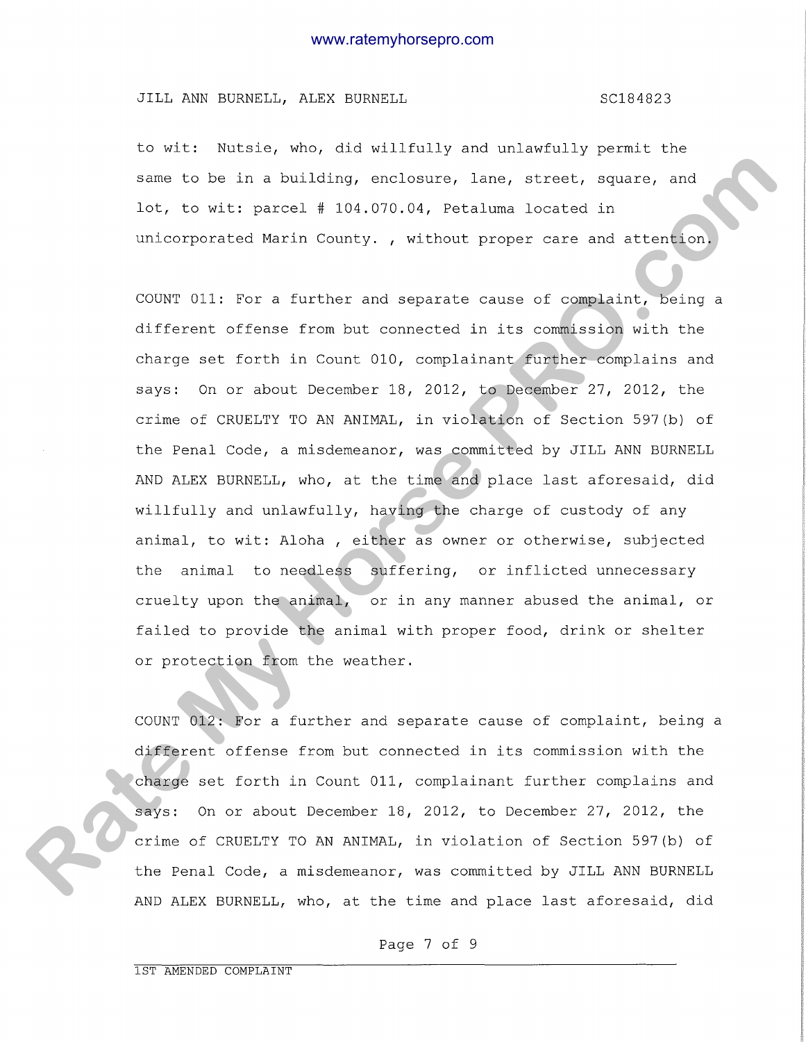to wit: Nutsie, who, did willfully and unlawfully permit the same to be in a building, enclosure, lane, street, square, and lot, to wit: parcel # 104.070.04, Petaluma located in unicorporated Marin County. , without proper care and attention.

COUNT 011: For a further and separate cause of complaint, being a different offense from but connected in its commission with the charge set forth in Count 010, complainant further complains and says: On or about December 18, 2012, to December 27, 2012, the crime of CRUELTY TO AN ANIMAL, in violation of Section 597(b) of the Penal Code, a misdemeanor, was committed by JILL ANN BURNELL AND ALEX BURNELL, who, at the time and place last aforesaid, did willfully and unlawfully, having the charge of custody of any animal, to wit: Aloha , either as owner or otherwise, subjected the animal to needless suffering, or inflicted unnecessary cruelty upon the animal, or in any manner abused the animal, or failed to provide the animal with proper food, drink or shelter or protection from the weather.

COUNT 012: For a further and separate cause of complaint, being a different offense from but connected in its commission with the charge set forth in Count 011, complainant further complains and says: On or about December 18, 2012, to December 27, 2012, the crime of CRUELTY TO AN ANIMAL, in violation of Section 597(b) of the Penal Code, a misdemeanor, was committed by JILL ANN BURNELL AND ALEX BURNELL, who, at the time and place last aforesaid, did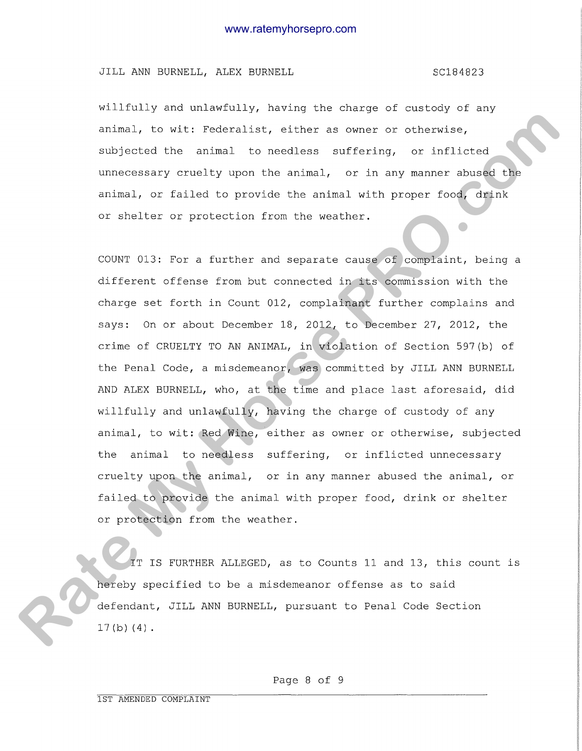willfully and unlawfully, having the charge of custody of any animal, to wit: Federalist, either as owner or otherwise, subjected the animal to needless suffering, or inflicted unnecessary cruelty upon the animal, or in any manner abused the animal, or failed to provide the animal with proper food, drink or shelter or protection from the weather.

COUNT 013: For a further and separate cause of complaint, being a different offense from but connected in its commission with the charge set forth in Count 012, complainant further complains and says: On or about December 18, 2012, to December 27, 2012, the crime of CRUELTY TO AN ANIMAL, in violation of Section 597(b) of the Penal Code, a misdemeanor, was committed by JILL ANN BURNELL AND ALEX BURNELL, who, at the time and place last aforesaid, did willfully and unlawfully, having the charge of custody of any animal, to wit: Red Wine, either as owner or otherwise, subjected the animal to needless suffering, or inflicted unnecessary cruelty upon the animal, or in any manner abused the animal, or failed to provide the animal with proper food, drink or shelter or protection from the weather.

IT IS FURTHER ALLEGED, as to Counts 11 and 13, this count is hereby specified to be a misdemeanor offense as to said defendant, JILL ANN BURNELL, pursuant to Penal Code Section 17(b)(4).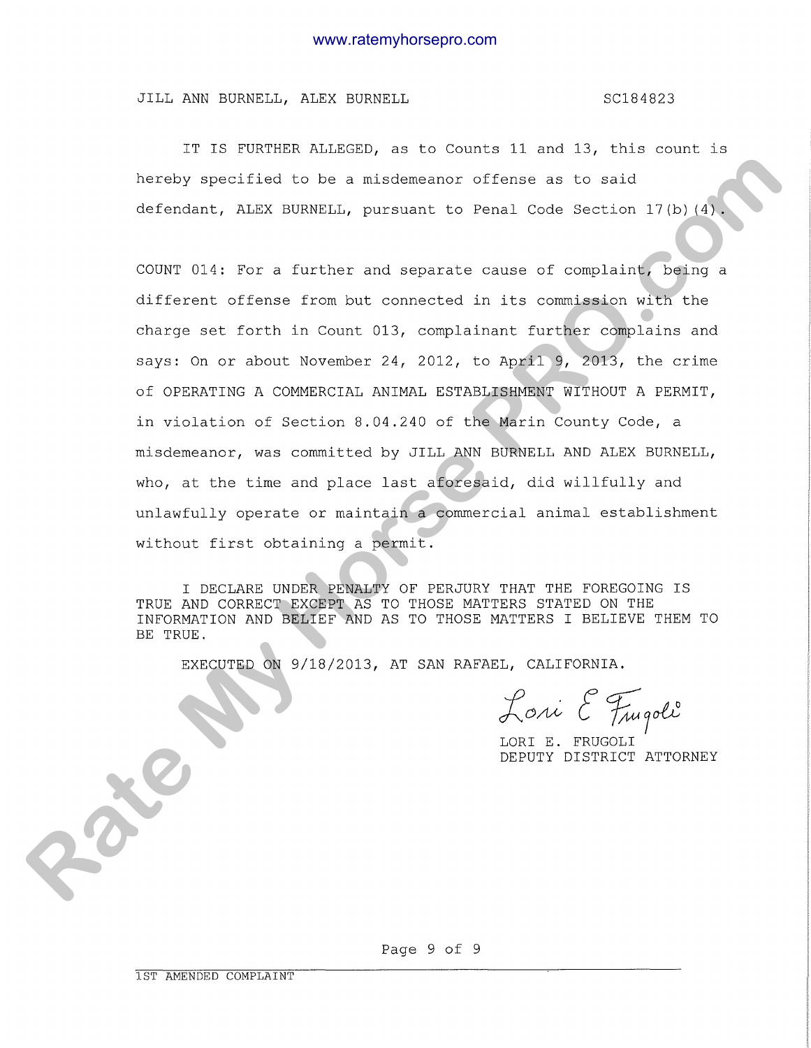JILL ANN BURNELL, ALEX BURNELL SC184823

IT IS FURTHER ALLEGED, as to Counts 11 and 13, this count is hereby specified to be a misdemeanor offense as to said defendant, ALEX BURNELL, pursuant to Penal Code Section 17(b)(4).

COUNT 014: For a further and separate cause of complaint, being a different offense from but connected in its commission with the charge set forth in Count 013, complainant further complains and says: On or about November 24, 2012, to April 9, 2013, the crime of OPERATING A COMMERCIAL ANIMAL ESTABLISHMENT WITHOUT A PERMIT, in violation of Section 8.04.240 of the Marin County Code, a misdemeanor, was committed by JILL ANN BURNELL AND ALEX BURNELL, who, at the time and place last aforesaid, did willfully and unlawfully operate or maintain a commercial animal establishment without first obtaining a permit.

I DECLARE UNDER PENALTY OF PERJURY THAT THE FOREGOING IS TRUE AND CORRECT EXCEPT AS TO THOSE MATTERS STATED ON THE INFORMATION AND BELIEF AND AS TO THOSE MATTERS I BELIEVE THEM TO BE TRUE.

EXECUTED ON 9/18/2013, AT SAN RAFAEL, CALIFORNIA.

Lori E Frugoli

LORI E. FRUGOLI
DEPUTY DISTRICT ATTORNEY

1ST AMENDED COMPLAINT